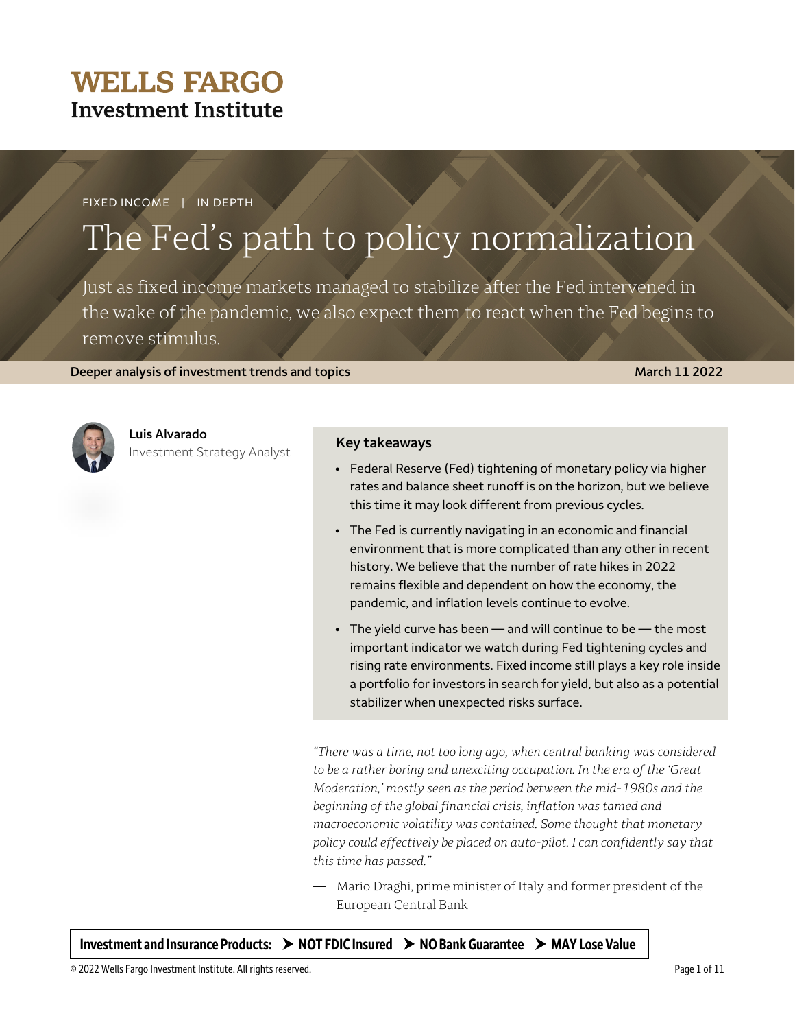**WELLS FARGO**
**Investment Institute**

FIXED INCOME | IN DEPTH

# The Fed's path to policy normalization

Just as fixed income markets managed to stabilize after the Fed intervened in the wake of the pandemic, we also expect them to react when the Fed begins to remove stimulus.

**Deeper analysis of investment trends and topics** **March 11 2022**

**Luis Alvarado**
Investment Strategy Analyst

### Key takeaways

- Federal Reserve (Fed) tightening of monetary policy via higher rates and balance sheet runoff is on the horizon, but we believe this time it may look different from previous cycles.
- The Fed is currently navigating in an economic and financial environment that is more complicated than any other in recent history. We believe that the number of rate hikes in 2022 remains flexible and dependent on how the economy, the pandemic, and inflation levels continue to evolve.
- The yield curve has been — and will continue to be — the most important indicator we watch during Fed tightening cycles and rising rate environments. Fixed income still plays a key role inside a portfolio for investors in search for yield, but also as a potential stabilizer when unexpected risks surface.

*"There was a time, not too long ago, when central banking was considered to be a rather boring and unexciting occupation. In the era of the 'Great Moderation,' mostly seen as the period between the mid-1980s and the beginning of the global financial crisis, inflation was tamed and macroeconomic volatility was contained. Some thought that monetary policy could effectively be placed on auto-pilot. I can confidently say that this time has passed."*

— Mario Draghi, prime minister of Italy and former president of the European Central Bank

**Investment and Insurance Products: ➤ NOT FDIC Insured ➤ NO Bank Guarantee ➤ MAY Lose Value**

© 2022 Wells Fargo Investment Institute. All rights reserved.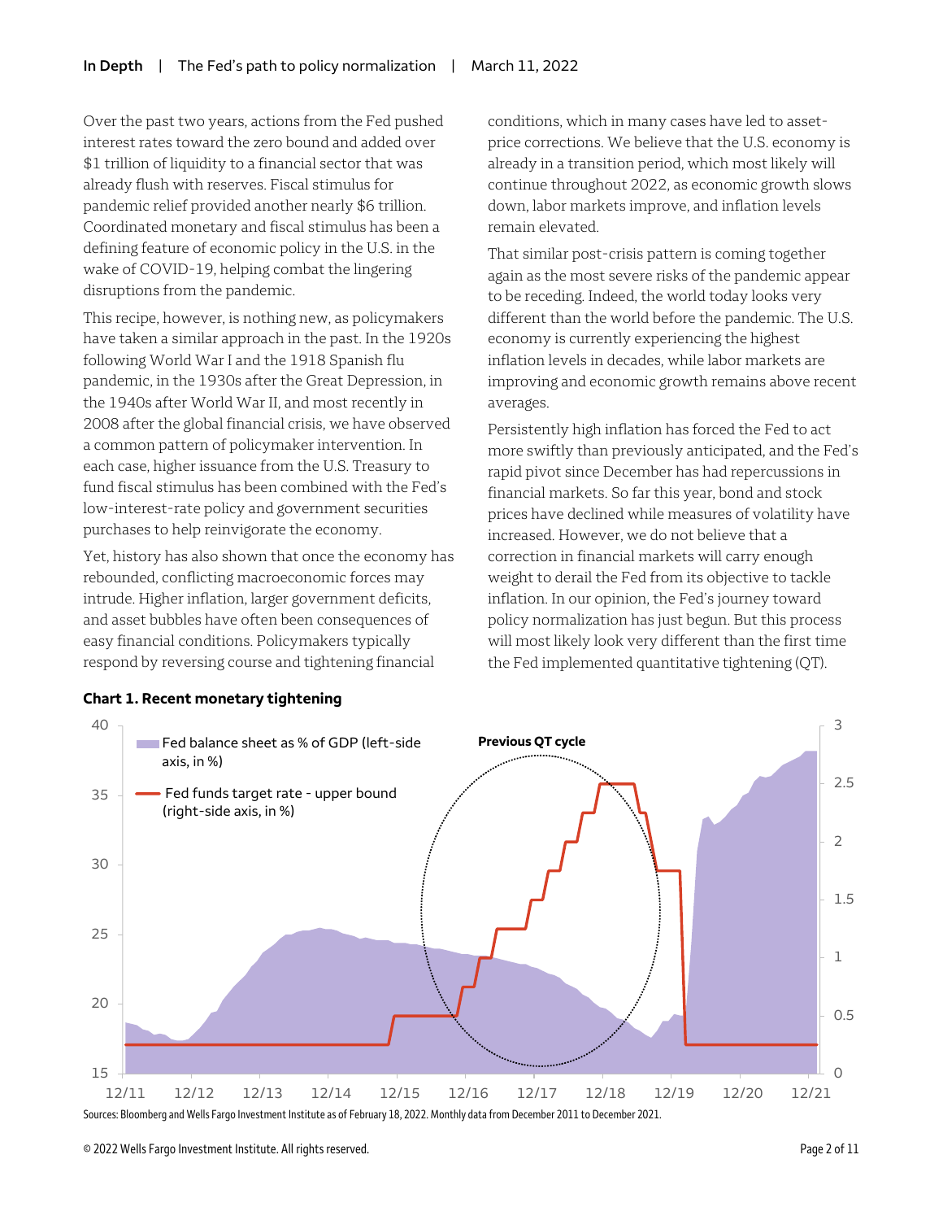Over the past two years, actions from the Fed pushed interest rates toward the zero bound and added over $1 trillion of liquidity to a financial sector that was already flush with reserves. Fiscal stimulus for pandemic relief provided another nearly $6 trillion. Coordinated monetary and fiscal stimulus has been a defining feature of economic policy in the U.S. in the wake of COVID-19, helping combat the lingering disruptions from the pandemic.

This recipe, however, is nothing new, as policymakers have taken a similar approach in the past. In the 1920s following World War I and the 1918 Spanish flu pandemic, in the 1930s after the Great Depression, in the 1940s after World War II, and most recently in 2008 after the global financial crisis, we have observed a common pattern of policymaker intervention. In each case, higher issuance from the U.S. Treasury to fund fiscal stimulus has been combined with the Fed's low-interest-rate policy and government securities purchases to help reinvigorate the economy.

Yet, history has also shown that once the economy has rebounded, conflicting macroeconomic forces may intrude. Higher inflation, larger government deficits, and asset bubbles have often been consequences of easy financial conditions. Policymakers typically respond by reversing course and tightening financial conditions, which in many cases have led to asset-price corrections. We believe that the U.S. economy is already in a transition period, which most likely will continue throughout 2022, as economic growth slows down, labor markets improve, and inflation levels remain elevated.

That similar post-crisis pattern is coming together again as the most severe risks of the pandemic appear to be receding. Indeed, the world today looks very different than the world before the pandemic. The U.S. economy is currently experiencing the highest inflation levels in decades, while labor markets are improving and economic growth remains above recent averages.

Persistently high inflation has forced the Fed to act more swiftly than previously anticipated, and the Fed's rapid pivot since December has had repercussions in financial markets. So far this year, bond and stock prices have declined while measures of volatility have increased. However, we do not believe that a correction in financial markets will carry enough weight to derail the Fed from its objective to tackle inflation. In our opinion, the Fed's journey toward policy normalization has just begun. But this process will most likely look very different than the first time the Fed implemented quantitative tightening (QT).

**Chart 1. Recent monetary tightening**

Sources: Bloomberg and Wells Fargo Investment Institute as of February 18, 2022. Monthly data from December 2011 to December 2021.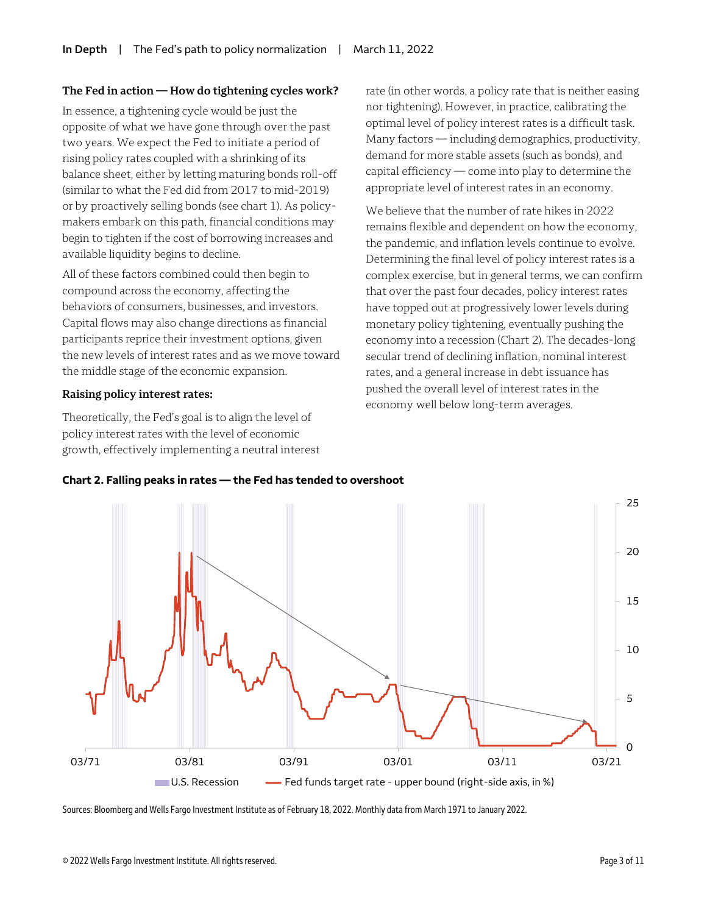### The Fed in action — How do tightening cycles work?

In essence, a tightening cycle would be just the opposite of what we have gone through over the past two years. We expect the Fed to initiate a period of rising policy rates coupled with a shrinking of its balance sheet, either by letting maturing bonds roll-off (similar to what the Fed did from 2017 to mid-2019) or by proactively selling bonds (see chart 1). As policy-makers embark on this path, financial conditions may begin to tighten if the cost of borrowing increases and available liquidity begins to decline.

All of these factors combined could then begin to compound across the economy, affecting the behaviors of consumers, businesses, and investors. Capital flows may also change directions as financial participants reprice their investment options, given the new levels of interest rates and as we move toward the middle stage of the economic expansion.

### Raising policy interest rates:

Theoretically, the Fed's goal is to align the level of policy interest rates with the level of economic growth, effectively implementing a neutral interest rate (in other words, a policy rate that is neither easing nor tightening). However, in practice, calibrating the optimal level of policy interest rates is a difficult task. Many factors — including demographics, productivity, demand for more stable assets (such as bonds), and capital efficiency — come into play to determine the appropriate level of interest rates in an economy.

We believe that the number of rate hikes in 2022 remains flexible and dependent on how the economy, the pandemic, and inflation levels continue to evolve. Determining the final level of policy interest rates is a complex exercise, but in general terms, we can confirm that over the past four decades, policy interest rates have topped out at progressively lower levels during monetary policy tightening, eventually pushing the economy into a recession (Chart 2). The decades-long secular trend of declining inflation, nominal interest rates, and a general increase in debt issuance has pushed the overall level of interest rates in the economy well below long-term averages.

**Chart 2. Falling peaks in rates — the Fed has tended to overshoot**

U.S. Recession; Fed funds target rate - upper bound (right-side axis, in %)

Sources: Bloomberg and Wells Fargo Investment Institute as of February 18, 2022. Monthly data from March 1971 to January 2022.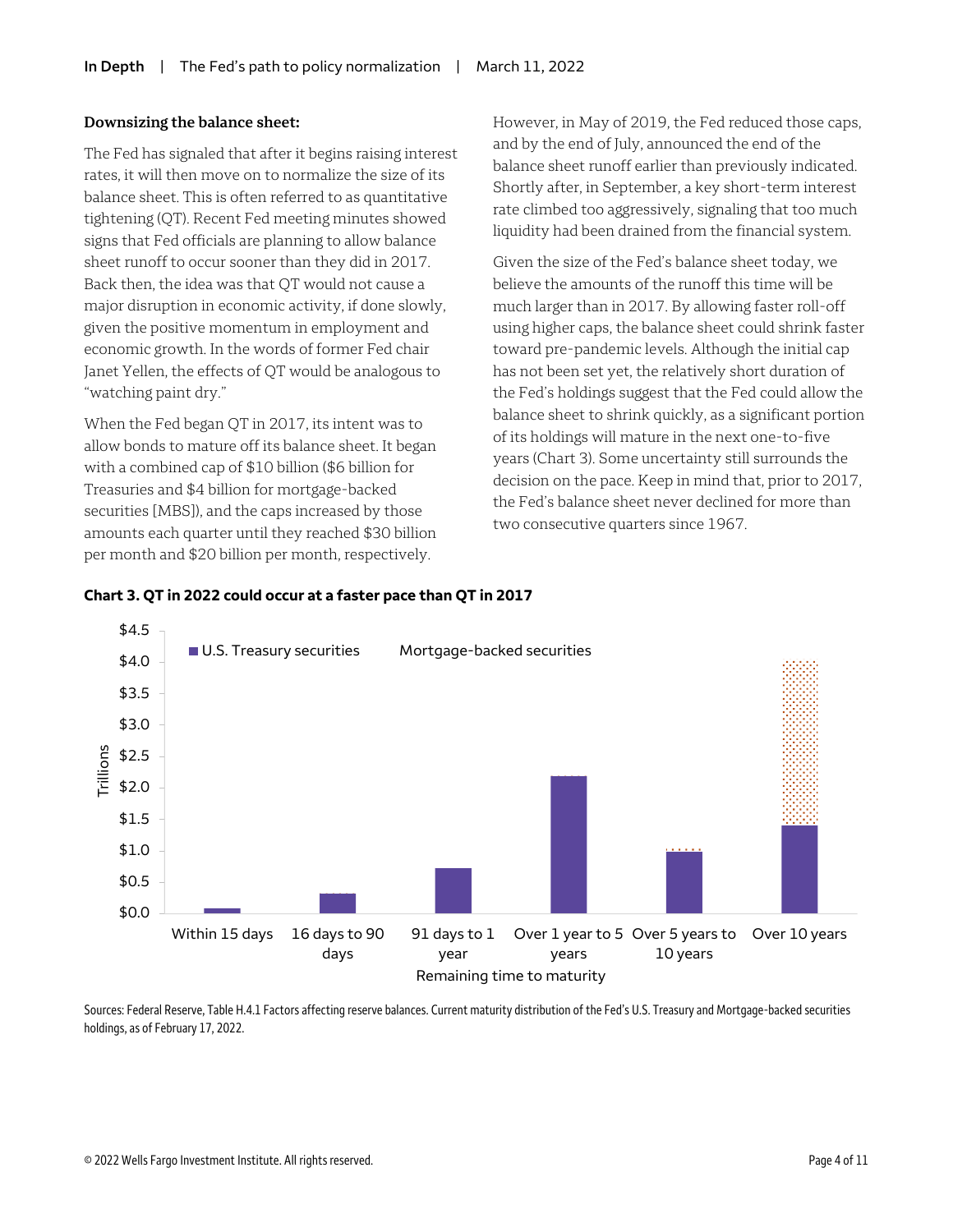**Downsizing the balance sheet:**

The Fed has signaled that after it begins raising interest rates, it will then move on to normalize the size of its balance sheet. This is often referred to as quantitative tightening (QT). Recent Fed meeting minutes showed signs that Fed officials are planning to allow balance sheet runoff to occur sooner than they did in 2017. Back then, the idea was that QT would not cause a major disruption in economic activity, if done slowly, given the positive momentum in employment and economic growth. In the words of former Fed chair Janet Yellen, the effects of QT would be analogous to "watching paint dry."

When the Fed began QT in 2017, its intent was to allow bonds to mature off its balance sheet. It began with a combined cap of $10 billion ($6 billion for Treasuries and $4 billion for mortgage-backed securities [MBS]), and the caps increased by those amounts each quarter until they reached $30 billion per month and $20 billion per month, respectively. However, in May of 2019, the Fed reduced those caps, and by the end of July, announced the end of the balance sheet runoff earlier than previously indicated. Shortly after, in September, a key short-term interest rate climbed too aggressively, signaling that too much liquidity had been drained from the financial system.

Given the size of the Fed's balance sheet today, we believe the amounts of the runoff this time will be much larger than in 2017. By allowing faster roll-off using higher caps, the balance sheet could shrink faster toward pre-pandemic levels. Although the initial cap has not been set yet, the relatively short duration of the Fed's holdings suggest that the Fed could allow the balance sheet to shrink quickly, as a significant portion of its holdings will mature in the next one-to-five years (Chart 3). Some uncertainty still surrounds the decision on the pace. Keep in mind that, prior to 2017, the Fed's balance sheet never declined for more than two consecutive quarters since 1967.

**Chart 3. QT in 2022 could occur at a faster pace than QT in 2017**

Sources: Federal Reserve, Table H.4.1 Factors affecting reserve balances. Current maturity distribution of the Fed's U.S. Treasury and Mortgage-backed securities holdings, as of February 17, 2022.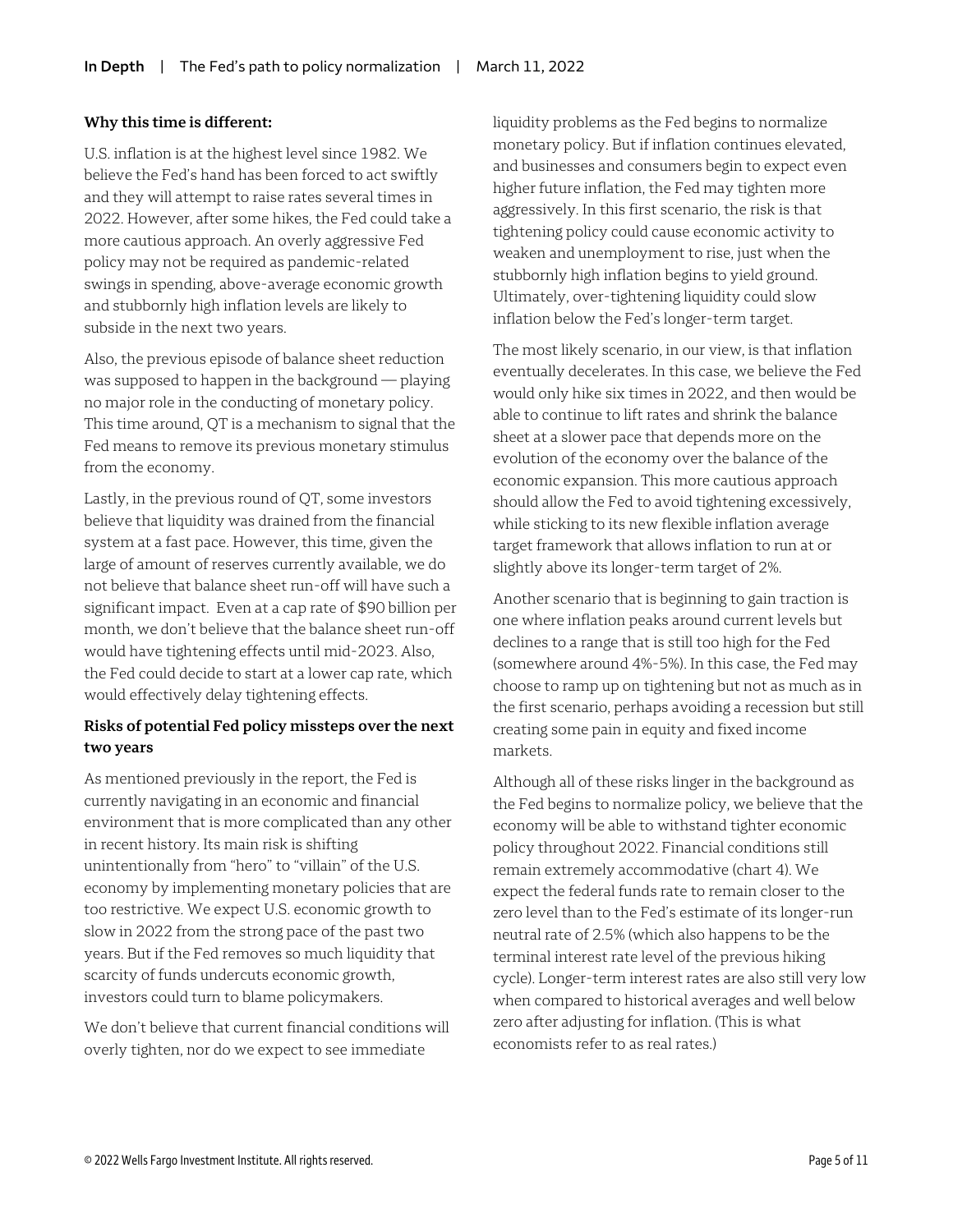**Why this time is different:**

U.S. inflation is at the highest level since 1982. We believe the Fed's hand has been forced to act swiftly and they will attempt to raise rates several times in 2022. However, after some hikes, the Fed could take a more cautious approach. An overly aggressive Fed policy may not be required as pandemic-related swings in spending, above-average economic growth and stubbornly high inflation levels are likely to subside in the next two years.

Also, the previous episode of balance sheet reduction was supposed to happen in the background — playing no major role in the conducting of monetary policy. This time around, QT is a mechanism to signal that the Fed means to remove its previous monetary stimulus from the economy.

Lastly, in the previous round of QT, some investors believe that liquidity was drained from the financial system at a fast pace. However, this time, given the large of amount of reserves currently available, we do not believe that balance sheet run-off will have such a significant impact. Even at a cap rate of $90 billion per month, we don't believe that the balance sheet run-off would have tightening effects until mid-2023. Also, the Fed could decide to start at a lower cap rate, which would effectively delay tightening effects.

**Risks of potential Fed policy missteps over the next two years**

As mentioned previously in the report, the Fed is currently navigating in an economic and financial environment that is more complicated than any other in recent history. Its main risk is shifting unintentionally from "hero" to "villain" of the U.S. economy by implementing monetary policies that are too restrictive. We expect U.S. economic growth to slow in 2022 from the strong pace of the past two years. But if the Fed removes so much liquidity that scarcity of funds undercuts economic growth, investors could turn to blame policymakers.

We don't believe that current financial conditions will overly tighten, nor do we expect to see immediate liquidity problems as the Fed begins to normalize monetary policy. But if inflation continues elevated, and businesses and consumers begin to expect even higher future inflation, the Fed may tighten more aggressively. In this first scenario, the risk is that tightening policy could cause economic activity to weaken and unemployment to rise, just when the stubbornly high inflation begins to yield ground. Ultimately, over-tightening liquidity could slow inflation below the Fed's longer-term target.

The most likely scenario, in our view, is that inflation eventually decelerates. In this case, we believe the Fed would only hike six times in 2022, and then would be able to continue to lift rates and shrink the balance sheet at a slower pace that depends more on the evolution of the economy over the balance of the economic expansion. This more cautious approach should allow the Fed to avoid tightening excessively, while sticking to its new flexible inflation average target framework that allows inflation to run at or slightly above its longer-term target of 2%.

Another scenario that is beginning to gain traction is one where inflation peaks around current levels but declines to a range that is still too high for the Fed (somewhere around 4%-5%). In this case, the Fed may choose to ramp up on tightening but not as much as in the first scenario, perhaps avoiding a recession but still creating some pain in equity and fixed income markets.

Although all of these risks linger in the background as the Fed begins to normalize policy, we believe that the economy will be able to withstand tighter economic policy throughout 2022. Financial conditions still remain extremely accommodative (chart 4). We expect the federal funds rate to remain closer to the zero level than to the Fed's estimate of its longer-run neutral rate of 2.5% (which also happens to be the terminal interest rate level of the previous hiking cycle). Longer-term interest rates are also still very low when compared to historical averages and well below zero after adjusting for inflation. (This is what economists refer to as real rates.)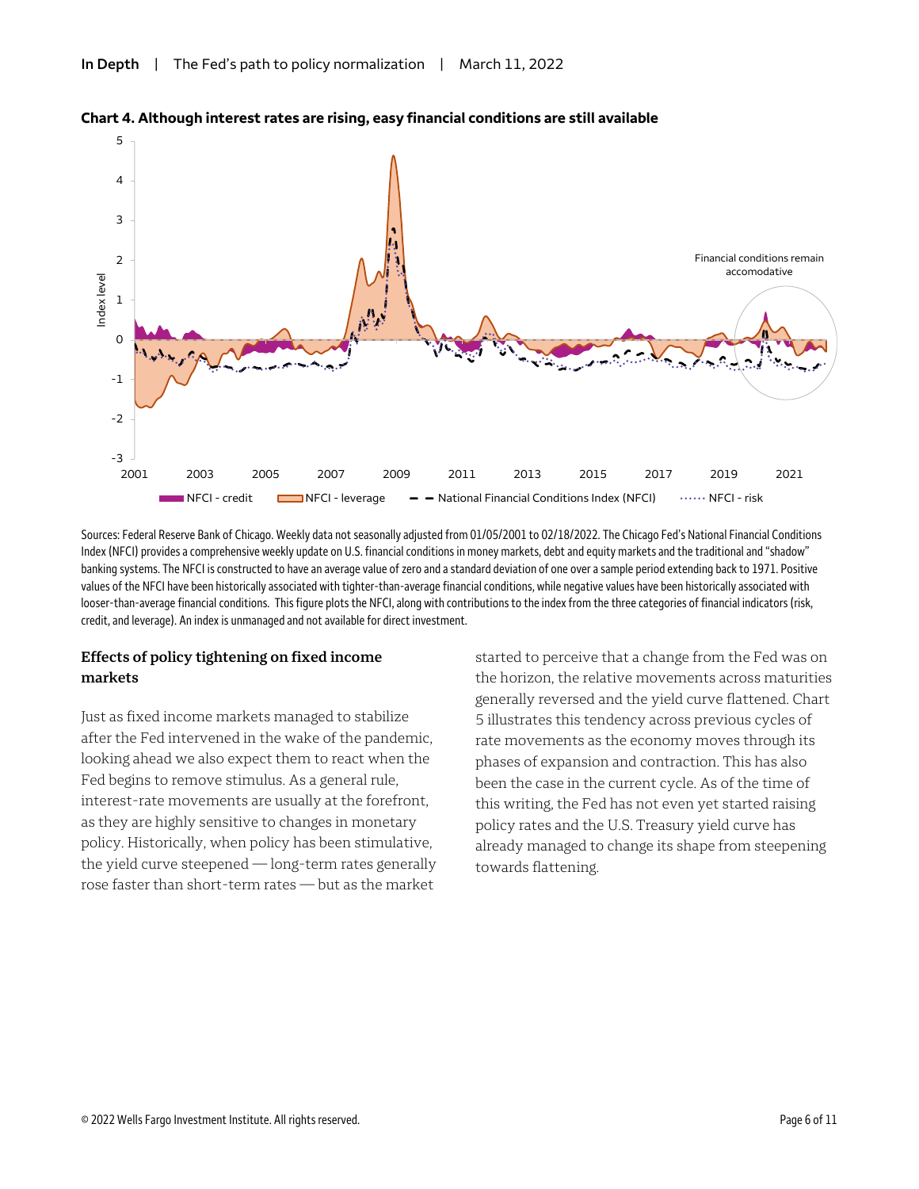**Chart 4. Although interest rates are rising, easy financial conditions are still available**

Sources: Federal Reserve Bank of Chicago. Weekly data not seasonally adjusted from 01/05/2001 to 02/18/2022. The Chicago Fed's National Financial Conditions Index (NFCI) provides a comprehensive weekly update on U.S. financial conditions in money markets, debt and equity markets and the traditional and "shadow" banking systems. The NFCI is constructed to have an average value of zero and a standard deviation of one over a sample period extending back to 1971. Positive values of the NFCI have been historically associated with tighter-than-average financial conditions, while negative values have been historically associated with looser-than-average financial conditions. This figure plots the NFCI, along with contributions to the index from the three categories of financial indicators (risk, credit, and leverage). An index is unmanaged and not available for direct investment.

### Effects of policy tightening on fixed income markets

Just as fixed income markets managed to stabilize after the Fed intervened in the wake of the pandemic, looking ahead we also expect them to react when the Fed begins to remove stimulus. As a general rule, interest-rate movements are usually at the forefront, as they are highly sensitive to changes in monetary policy. Historically, when policy has been stimulative, the yield curve steepened — long-term rates generally rose faster than short-term rates — but as the market started to perceive that a change from the Fed was on the horizon, the relative movements across maturities generally reversed and the yield curve flattened. Chart 5 illustrates this tendency across previous cycles of rate movements as the economy moves through its phases of expansion and contraction. This has also been the case in the current cycle. As of the time of this writing, the Fed has not even yet started raising policy rates and the U.S. Treasury yield curve has already managed to change its shape from steepening towards flattening.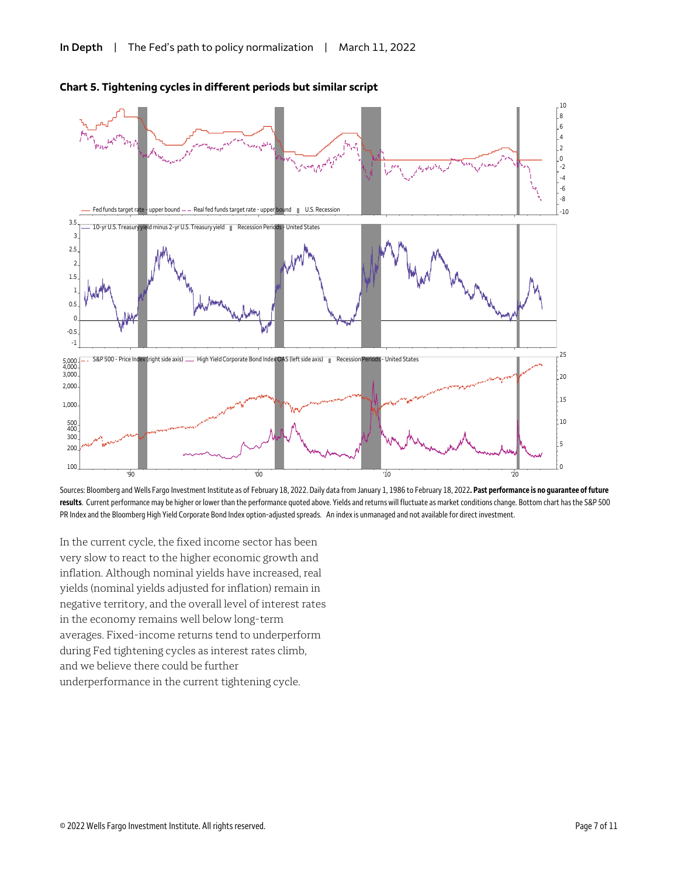**Chart 5. Tightening cycles in different periods but similar script**

Sources: Bloomberg and Wells Fargo Investment Institute as of February 18, 2022. Daily data from January 1, 1986 to February 18, 2022. **Past performance is no guarantee of future results**. Current performance may be higher or lower than the performance quoted above. Yields and returns will fluctuate as market conditions change. Bottom chart has the S&P 500 PR Index and the Bloomberg High Yield Corporate Bond Index option-adjusted spreads. An index is unmanaged and not available for direct investment.

In the current cycle, the fixed income sector has been very slow to react to the higher economic growth and inflation. Although nominal yields have increased, real yields (nominal yields adjusted for inflation) remain in negative territory, and the overall level of interest rates in the economy remains well below long-term averages. Fixed-income returns tend to underperform during Fed tightening cycles as interest rates climb, and we believe there could be further underperformance in the current tightening cycle.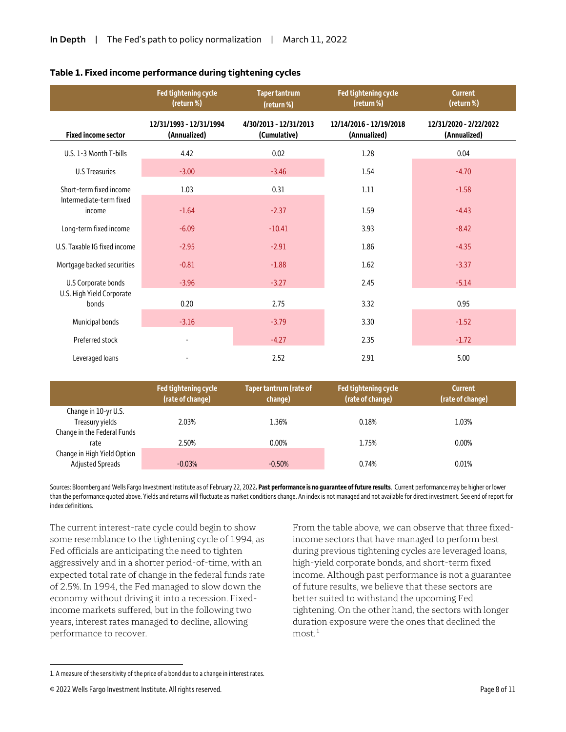**Table 1. Fixed income performance during tightening cycles**

| | Fed tightening cycle (return %) | Taper tantrum (return %) | Fed tightening cycle (return %) | Current (return %) |
|---|---|---|---|---|
| **Fixed income sector** | **12/31/1993 - 12/31/1994 (Annualized)** | **4/30/2013 - 12/31/2013 (Cumulative)** | **12/14/2016 - 12/19/2018 (Annualized)** | **12/31/2020 - 2/22/2022 (Annualized)** |
| U.S. 1-3 Month T-bills | 4.42 | 0.02 | 1.28 | 0.04 |
| U.S Treasuries | -3.00 | -3.46 | 1.54 | -4.70 |
| Short-term fixed income | 1.03 | 0.31 | 1.11 | -1.58 |
| Intermediate-term fixed income | -1.64 | -2.37 | 1.59 | -4.43 |
| Long-term fixed income | -6.09 | -10.41 | 3.93 | -8.42 |
| U.S. Taxable IG fixed income | -2.95 | -2.91 | 1.86 | -4.35 |
| Mortgage backed securities | -0.81 | -1.88 | 1.62 | -3.37 |
| U.S Corporate bonds | -3.96 | -3.27 | 2.45 | -5.14 |
| U.S. High Yield Corporate bonds | 0.20 | 2.75 | 3.32 | 0.95 |
| Municipal bonds | -3.16 | -3.79 | 3.30 | -1.52 |
| Preferred stock | - | -4.27 | 2.35 | -1.72 |
| Leveraged loans | - | 2.52 | 2.91 | 5.00 |

| | Fed tightening cycle (rate of change) | Taper tantrum (rate of change) | Fed tightening cycle (rate of change) | Current (rate of change) |
|---|---|---|---|---|
| Change in 10-yr U.S. Treasury yields | 2.03% | 1.36% | 0.18% | 1.03% |
| Change in the Federal Funds rate | 2.50% | 0.00% | 1.75% | 0.00% |
| Change in High Yield Option Adjusted Spreads | -0.03% | -0.50% | 0.74% | 0.01% |

Sources: Bloomberg and Wells Fargo Investment Institute as of February 22, 2022. **Past performance is no guarantee of future results**. Current performance may be higher or lower than the performance quoted above. Yields and returns will fluctuate as market conditions change. An index is not managed and not available for direct investment. See end of report for index definitions.

The current interest-rate cycle could begin to show some resemblance to the tightening cycle of 1994, as Fed officials are anticipating the need to tighten aggressively and in a shorter period-of-time, with an expected total rate of change in the federal funds rate of 2.5%. In 1994, the Fed managed to slow down the economy without driving it into a recession. Fixed-income markets suffered, but in the following two years, interest rates managed to decline, allowing performance to recover.

From the table above, we can observe that three fixed-income sectors that have managed to perform best during previous tightening cycles are leveraged loans, high-yield corporate bonds, and short-term fixed income. Although past performance is not a guarantee of future results, we believe that these sectors are better suited to withstand the upcoming Fed tightening. On the other hand, the sectors with longer duration exposure were the ones that declined the most.[1]

1. A measure of the sensitivity of the price of a bond due to a change in interest rates.

© 2022 Wells Fargo Investment Institute. All rights reserved.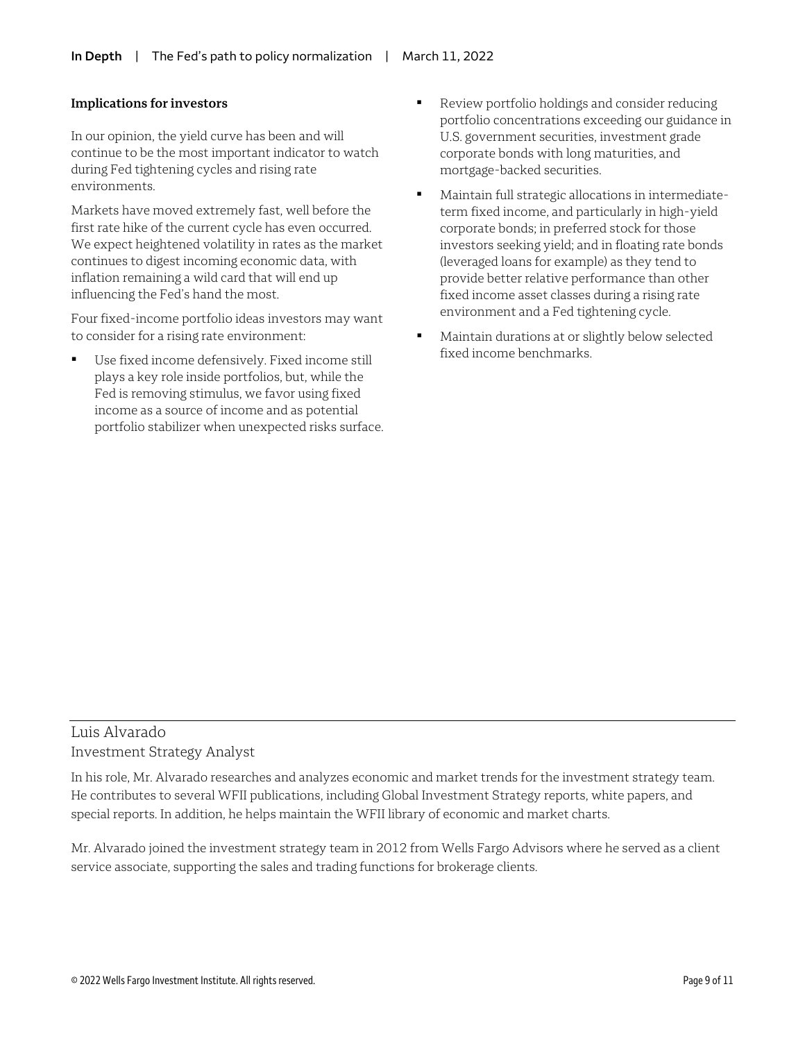### Implications for investors

In our opinion, the yield curve has been and will continue to be the most important indicator to watch during Fed tightening cycles and rising rate environments.

Markets have moved extremely fast, well before the first rate hike of the current cycle has even occurred. We expect heightened volatility in rates as the market continues to digest incoming economic data, with inflation remaining a wild card that will end up influencing the Fed's hand the most.

Four fixed-income portfolio ideas investors may want to consider for a rising rate environment:

- Use fixed income defensively. Fixed income still plays a key role inside portfolios, but, while the Fed is removing stimulus, we favor using fixed income as a source of income and as potential portfolio stabilizer when unexpected risks surface.
- Review portfolio holdings and consider reducing portfolio concentrations exceeding our guidance in U.S. government securities, investment grade corporate bonds with long maturities, and mortgage-backed securities.
- Maintain full strategic allocations in intermediate-term fixed income, and particularly in high-yield corporate bonds; in preferred stock for those investors seeking yield; and in floating rate bonds (leveraged loans for example) as they tend to provide better relative performance than other fixed income asset classes during a rising rate environment and a Fed tightening cycle.
- Maintain durations at or slightly below selected fixed income benchmarks.

---

Luis Alvarado
Investment Strategy Analyst

In his role, Mr. Alvarado researches and analyzes economic and market trends for the investment strategy team. He contributes to several WFII publications, including Global Investment Strategy reports, white papers, and special reports. In addition, he helps maintain the WFII library of economic and market charts.

Mr. Alvarado joined the investment strategy team in 2012 from Wells Fargo Advisors where he served as a client service associate, supporting the sales and trading functions for brokerage clients.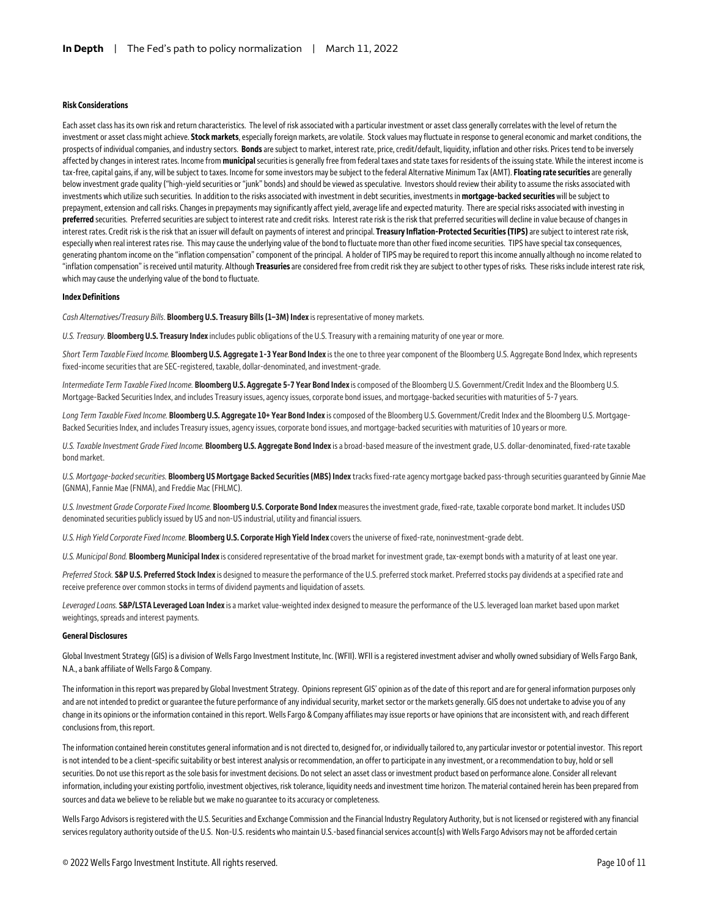**Risk Considerations**

Each asset class has its own risk and return characteristics. The level of risk associated with a particular investment or asset class generally correlates with the level of return the investment or asset class might achieve. **Stock markets**, especially foreign markets, are volatile. Stock values may fluctuate in response to general economic and market conditions, the prospects of individual companies, and industry sectors. **Bonds** are subject to market, interest rate, price, credit/default, liquidity, inflation and other risks. Prices tend to be inversely affected by changes in interest rates. Income from **municipal** securities is generally free from federal taxes and state taxes for residents of the issuing state. While the interest income is tax-free, capital gains, if any, will be subject to taxes. Income for some investors may be subject to the federal Alternative Minimum Tax (AMT). **Floating rate securities** are generally below investment grade quality ("high-yield securities or "junk" bonds) and should be viewed as speculative. Investors should review their ability to assume the risks associated with investments which utilize such securities. In addition to the risks associated with investment in debt securities, investments in **mortgage-backed securities** will be subject to prepayment, extension and call risks. Changes in prepayments may significantly affect yield, average life and expected maturity. There are special risks associated with investing in **preferred** securities. Preferred securities are subject to interest rate and credit risks. Interest rate risk is the risk that preferred securities will decline in value because of changes in interest rates. Credit risk is the risk that an issuer will default on payments of interest and principal. **Treasury Inflation-Protected Securities (TIPS)** are subject to interest rate risk, especially when real interest rates rise. This may cause the underlying value of the bond to fluctuate more than other fixed income securities. TIPS have special tax consequences, generating phantom income on the "inflation compensation" component of the principal. A holder of TIPS may be required to report this income annually although no income related to "inflation compensation" is received until maturity. Although **Treasuries** are considered free from credit risk they are subject to other types of risks. These risks include interest rate risk, which may cause the underlying value of the bond to fluctuate.

**Index Definitions**

*Cash Alternatives/Treasury Bills.* **Bloomberg U.S. Treasury Bills (1–3M) Index** is representative of money markets.

*U.S. Treasury.* **Bloomberg U.S. Treasury Index** includes public obligations of the U.S. Treasury with a remaining maturity of one year or more.

*Short Term Taxable Fixed Income.* **Bloomberg U.S. Aggregate 1-3 Year Bond Index** is the one to three year component of the Bloomberg U.S. Aggregate Bond Index, which represents fixed-income securities that are SEC-registered, taxable, dollar-denominated, and investment-grade.

*Intermediate Term Taxable Fixed Income.* **Bloomberg U.S. Aggregate 5-7 Year Bond Index** is composed of the Bloomberg U.S. Government/Credit Index and the Bloomberg U.S. Mortgage-Backed Securities Index, and includes Treasury issues, agency issues, corporate bond issues, and mortgage-backed securities with maturities of 5-7 years.

*Long Term Taxable Fixed Income.* **Bloomberg U.S. Aggregate 10+ Year Bond Index** is composed of the Bloomberg U.S. Government/Credit Index and the Bloomberg U.S. Mortgage-Backed Securities Index, and includes Treasury issues, agency issues, corporate bond issues, and mortgage-backed securities with maturities of 10 years or more.

*U.S. Taxable Investment Grade Fixed Income.* **Bloomberg U.S. Aggregate Bond Index** is a broad-based measure of the investment grade, U.S. dollar-denominated, fixed-rate taxable bond market.

*U.S. Mortgage-backed securities.* **Bloomberg US Mortgage Backed Securities (MBS) Index** tracks fixed-rate agency mortgage backed pass-through securities guaranteed by Ginnie Mae (GNMA), Fannie Mae (FNMA), and Freddie Mac (FHLMC).

*U.S. Investment Grade Corporate Fixed Income.* **Bloomberg U.S. Corporate Bond Index** measures the investment grade, fixed-rate, taxable corporate bond market. It includes USD denominated securities publicly issued by US and non-US industrial, utility and financial issuers.

*U.S. High Yield Corporate Fixed Income.* **Bloomberg U.S. Corporate High Yield Index** covers the universe of fixed-rate, noninvestment-grade debt.

*U.S. Municipal Bond.* **Bloomberg Municipal Index** is considered representative of the broad market for investment grade, tax-exempt bonds with a maturity of at least one year.

*Preferred Stock.* **S&P U.S. Preferred Stock Index** is designed to measure the performance of the U.S. preferred stock market. Preferred stocks pay dividends at a specified rate and receive preference over common stocks in terms of dividend payments and liquidation of assets.

*Leveraged Loans.* **S&P/LSTA Leveraged Loan Index** is a market value-weighted index designed to measure the performance of the U.S. leveraged loan market based upon market weightings, spreads and interest payments.

**General Disclosures**

Global Investment Strategy (GIS) is a division of Wells Fargo Investment Institute, Inc. (WFII). WFII is a registered investment adviser and wholly owned subsidiary of Wells Fargo Bank, N.A., a bank affiliate of Wells Fargo & Company.

The information in this report was prepared by Global Investment Strategy. Opinions represent GIS' opinion as of the date of this report and are for general information purposes only and are not intended to predict or guarantee the future performance of any individual security, market sector or the markets generally. GIS does not undertake to advise you of any change in its opinions or the information contained in this report. Wells Fargo & Company affiliates may issue reports or have opinions that are inconsistent with, and reach different conclusions from, this report.

The information contained herein constitutes general information and is not directed to, designed for, or individually tailored to, any particular investor or potential investor. This report is not intended to be a client-specific suitability or best interest analysis or recommendation, an offer to participate in any investment, or a recommendation to buy, hold or sell securities. Do not use this report as the sole basis for investment decisions. Do not select an asset class or investment product based on performance alone. Consider all relevant information, including your existing portfolio, investment objectives, risk tolerance, liquidity needs and investment time horizon. The material contained herein has been prepared from sources and data we believe to be reliable but we make no guarantee to its accuracy or completeness.

Wells Fargo Advisors is registered with the U.S. Securities and Exchange Commission and the Financial Industry Regulatory Authority, but is not licensed or registered with any financial services regulatory authority outside of the U.S. Non-U.S. residents who maintain U.S.-based financial services account(s) with Wells Fargo Advisors may not be afforded certain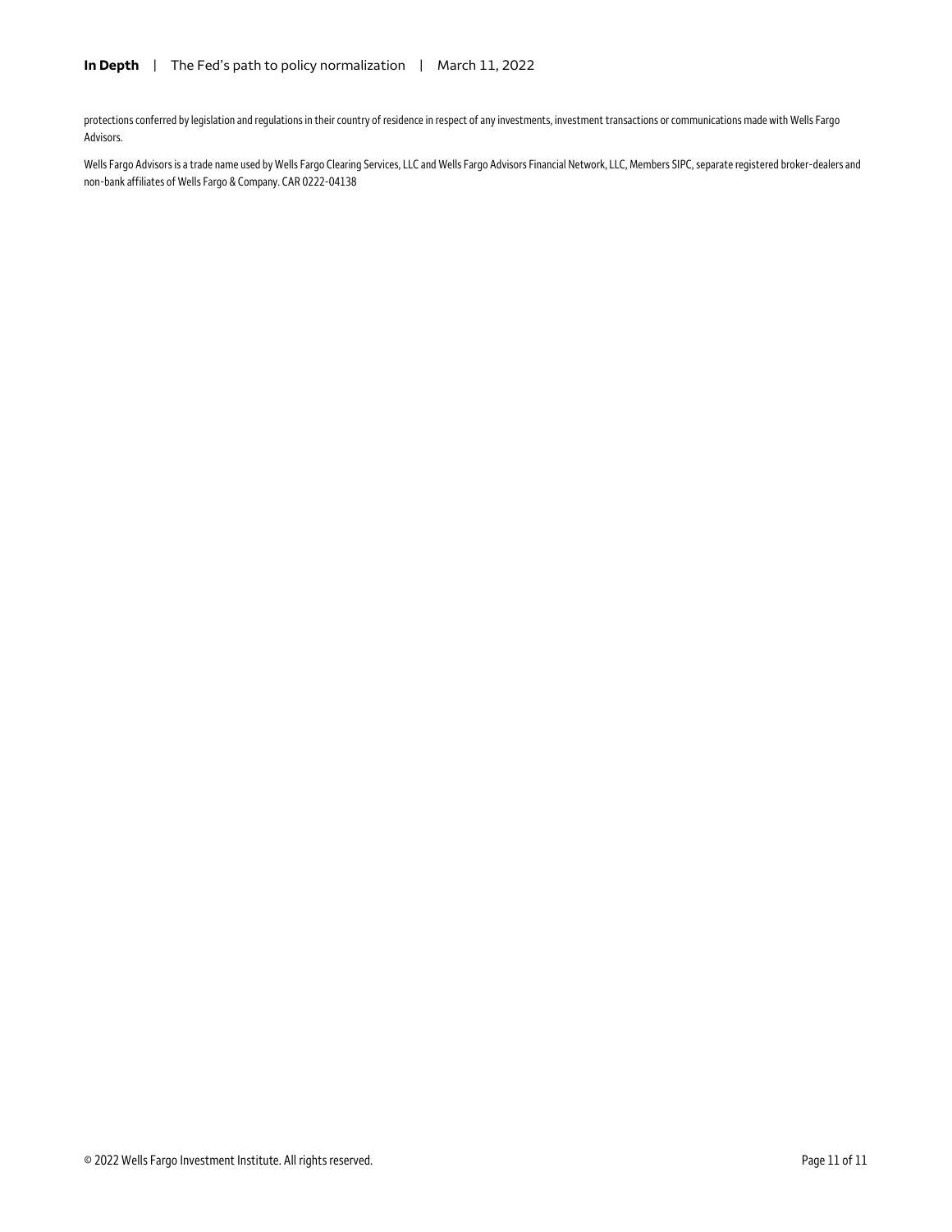protections conferred by legislation and regulations in their country of residence in respect of any investments, investment transactions or communications made with Wells Fargo Advisors.

Wells Fargo Advisors is a trade name used by Wells Fargo Clearing Services, LLC and Wells Fargo Advisors Financial Network, LLC, Members SIPC, separate registered broker-dealers and non-bank affiliates of Wells Fargo & Company. CAR 0222-04138

© 2022 Wells Fargo Investment Institute. All rights reserved.